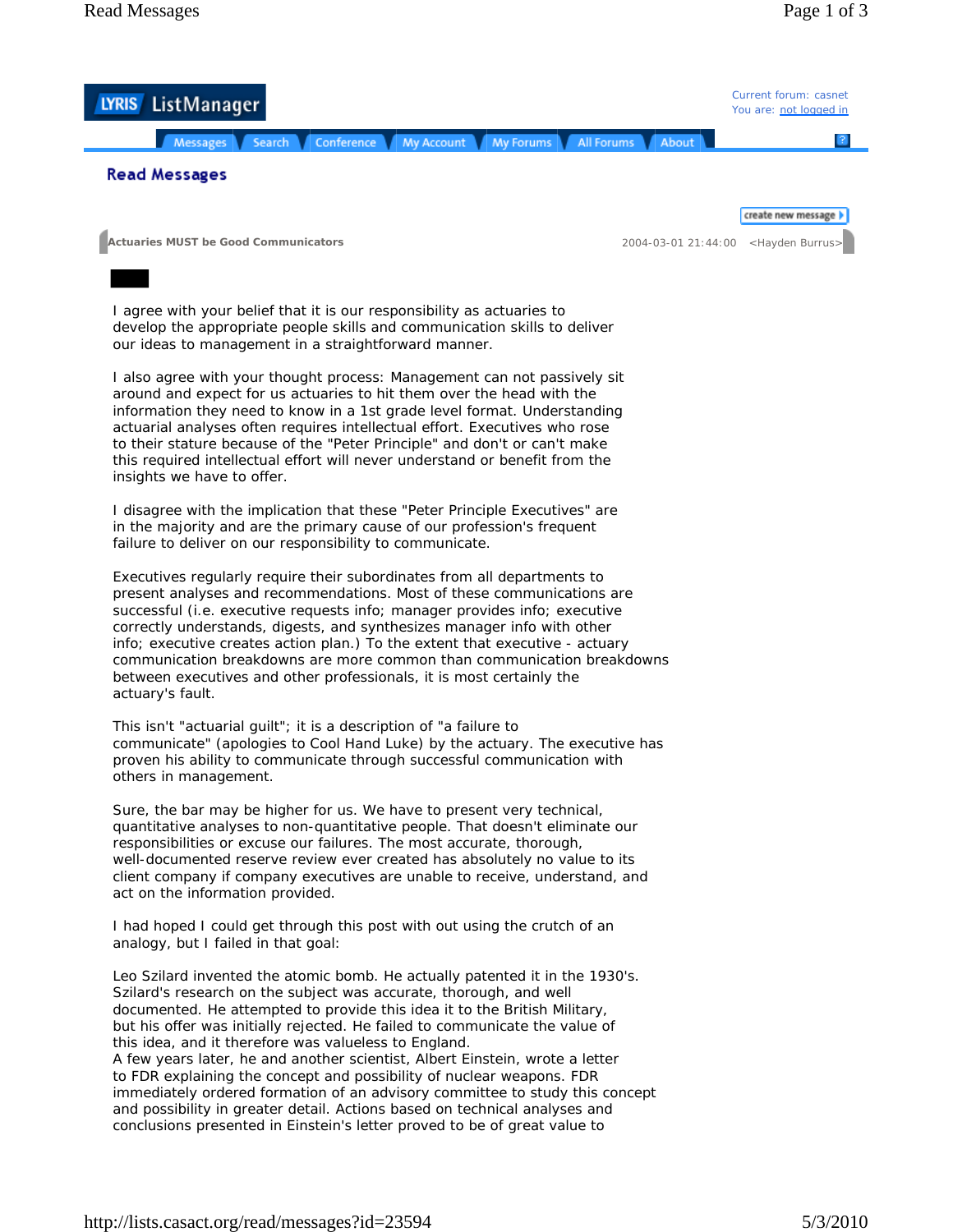Current forum: casnet
You are: not logged in

Messages | Search | Conference | My Account | My Forums | All Forums | About

## Read Messages

create new message

**Actuaries MUST be Good Communicators** 2004-03-01 21:44:00 <Hayden Burrus>

I agree with your belief that it is our responsibility as actuaries to develop the appropriate people skills and communication skills to deliver our ideas to management in a straightforward manner.

I also agree with your thought process: Management can not passively sit around and expect for us actuaries to hit them over the head with the information they need to know in a 1st grade level format. Understanding actuarial analyses often requires intellectual effort. Executives who rose to their stature because of the "Peter Principle" and don't or can't make this required intellectual effort will never understand or benefit from the insights we have to offer.

I disagree with the implication that these "Peter Principle Executives" are in the majority and are the primary cause of our profession's frequent failure to deliver on our responsibility to communicate.

Executives regularly require their subordinates from all departments to present analyses and recommendations. Most of these communications are successful (i.e. executive requests info; manager provides info; executive correctly understands, digests, and synthesizes manager info with other info; executive creates action plan.) To the extent that executive - actuary communication breakdowns are more common than communication breakdowns between executives and other professionals, it is most certainly the actuary's fault.

This isn't "actuarial guilt"; it is a description of "a failure to communicate" (apologies to Cool Hand Luke) by the actuary. The executive has proven his ability to communicate through successful communication with others in management.

Sure, the bar may be higher for us. We have to present very technical, quantitative analyses to non-quantitative people. That doesn't eliminate our responsibilities or excuse our failures. The most accurate, thorough, well-documented reserve review ever created has absolutely no value to its client company if company executives are unable to receive, understand, and act on the information provided.

I had hoped I could get through this post with out using the crutch of an analogy, but I failed in that goal:

Leo Szilard invented the atomic bomb. He actually patented it in the 1930's. Szilard's research on the subject was accurate, thorough, and well documented. He attempted to provide this idea it to the British Military, but his offer was initially rejected. He failed to communicate the value of this idea, and it therefore was valueless to England.
A few years later, he and another scientist, Albert Einstein, wrote a letter to FDR explaining the concept and possibility of nuclear weapons. FDR immediately ordered formation of an advisory committee to study this concept and possibility in greater detail. Actions based on technical analyses and conclusions presented in Einstein's letter proved to be of great value to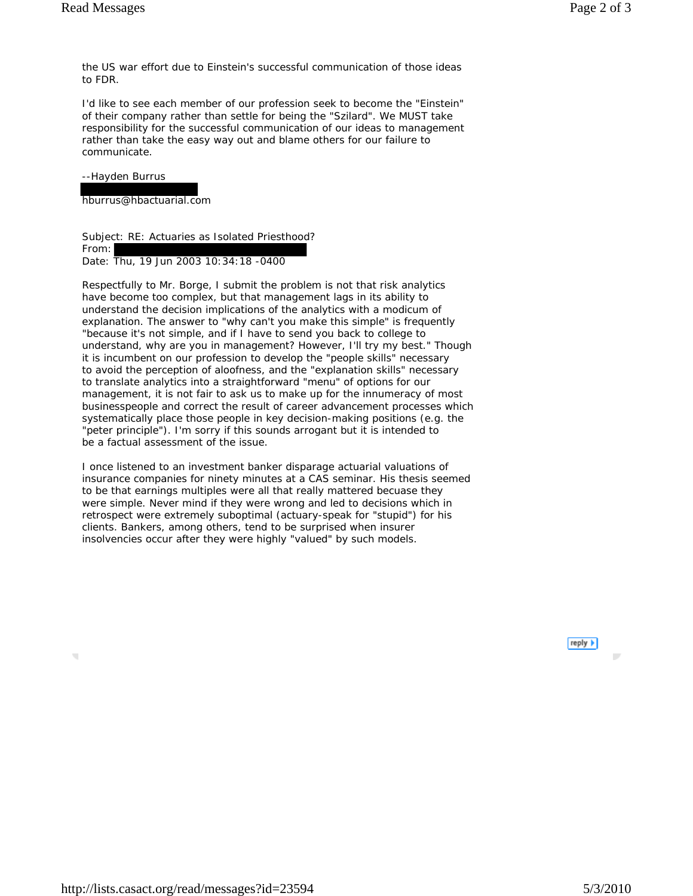the US war effort due to Einstein's successful communication of those ideas to FDR.

I'd like to see each member of our profession seek to become the "Einstein" of their company rather than settle for being the "Szilard". We MUST take responsibility for the successful communication of our ideas to management rather than take the easy way out and blame others for our failure to communicate.

--Hayden Burrus

hburrus@hbactuarial.com

Subject: RE: Actuaries as Isolated Priesthood?
From:
Date: Thu, 19 Jun 2003 10:34:18 -0400

Respectfully to Mr. Borge, I submit the problem is not that risk analytics have become too complex, but that management lags in its ability to understand the decision implications of the analytics with a modicum of explanation. The answer to "why can't you make this simple" is frequently "because it's not simple, and if I have to send you back to college to understand, why are you in management? However, I'll try my best." Though it is incumbent on our profession to develop the "people skills" necessary to avoid the perception of aloofness, and the "explanation skills" necessary to translate analytics into a straightforward "menu" of options for our management, it is not fair to ask us to make up for the innumeracy of most businesspeople and correct the result of career advancement processes which systematically place those people in key decision-making positions (e.g. the "peter principle"). I'm sorry if this sounds arrogant but it is intended to be a factual assessment of the issue.

I once listened to an investment banker disparage actuarial valuations of insurance companies for ninety minutes at a CAS seminar. His thesis seemed to be that earnings multiples were all that really mattered becuase they were simple. Never mind if they were wrong and led to decisions which in retrospect were extremely suboptimal (actuary-speak for "stupid") for his clients. Bankers, among others, tend to be surprised when insurer insolvencies occur after they were highly "valued" by such models.